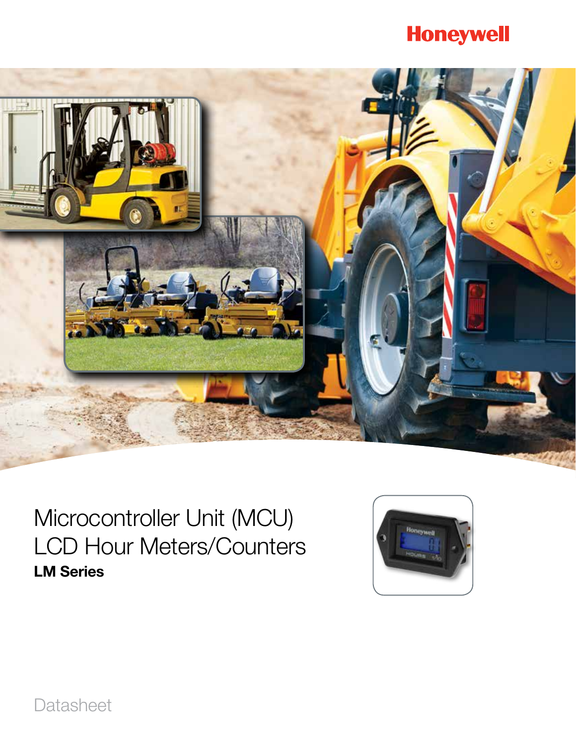Honeywell

# Microcontroller Unit (MCU) LCD Hour Meters/Counters

**LM Series**

Datasheet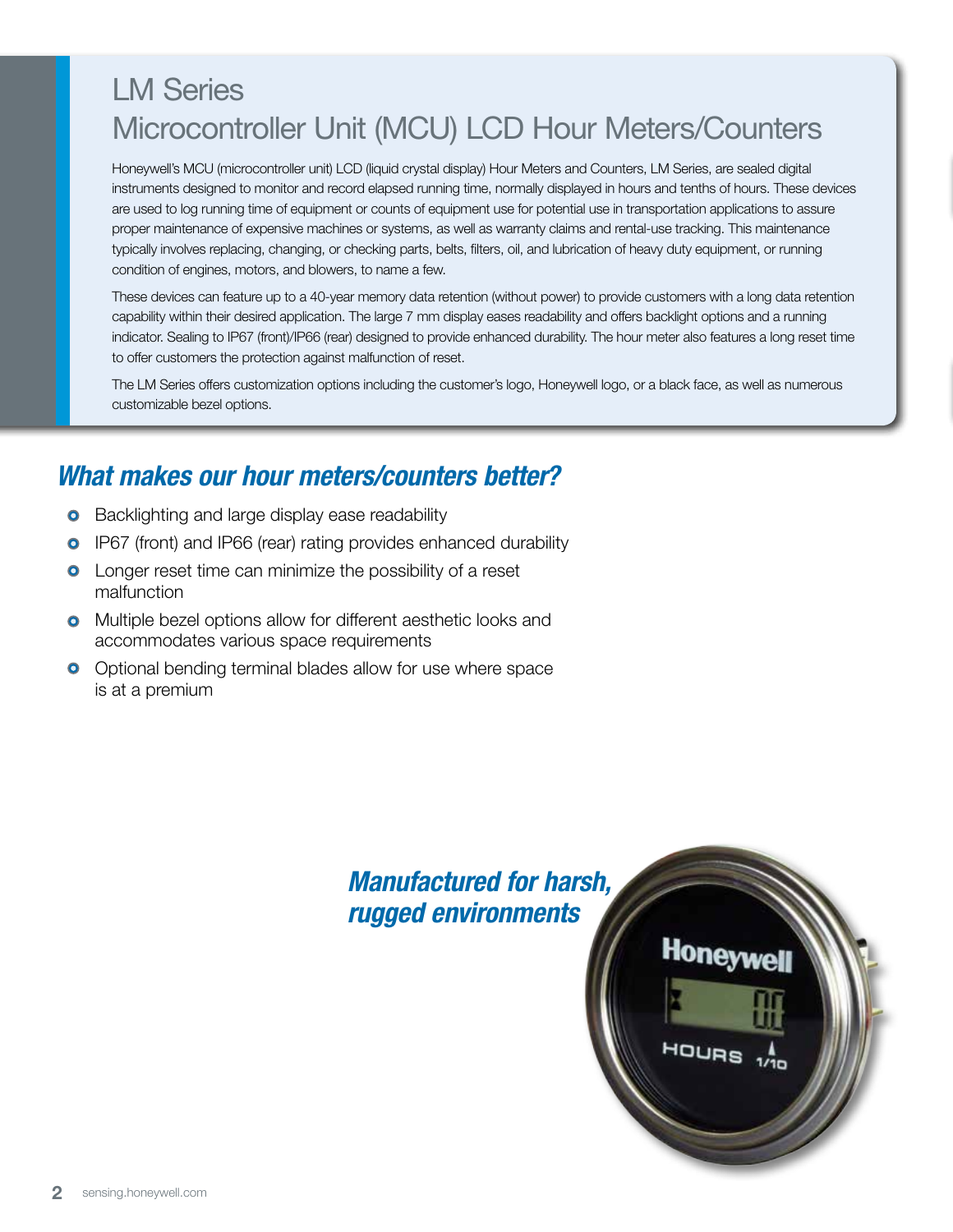# LM Series
# Microcontroller Unit (MCU) LCD Hour Meters/Counters

Honeywell's MCU (microcontroller unit) LCD (liquid crystal display) Hour Meters and Counters, LM Series, are sealed digital instruments designed to monitor and record elapsed running time, normally displayed in hours and tenths of hours. These devices are used to log running time of equipment or counts of equipment use for potential use in transportation applications to assure proper maintenance of expensive machines or systems, as well as warranty claims and rental-use tracking. This maintenance typically involves replacing, changing, or checking parts, belts, filters, oil, and lubrication of heavy duty equipment, or running condition of engines, motors, and blowers, to name a few.

These devices can feature up to a 40-year memory data retention (without power) to provide customers with a long data retention capability within their desired application. The large 7 mm display eases readability and offers backlight options and a running indicator. Sealing to IP67 (front)/IP66 (rear) designed to provide enhanced durability. The hour meter also features a long reset time to offer customers the protection against malfunction of reset.

The LM Series offers customization options including the customer's logo, Honeywell logo, or a black face, as well as numerous customizable bezel options.

## *What makes our hour meters/counters better?*

- Backlighting and large display ease readability
- IP67 (front) and IP66 (rear) rating provides enhanced durability
- Longer reset time can minimize the possibility of a reset malfunction
- Multiple bezel options allow for different aesthetic looks and accommodates various space requirements
- Optional bending terminal blades allow for use where space is at a premium

## *Manufactured for harsh, rugged environments*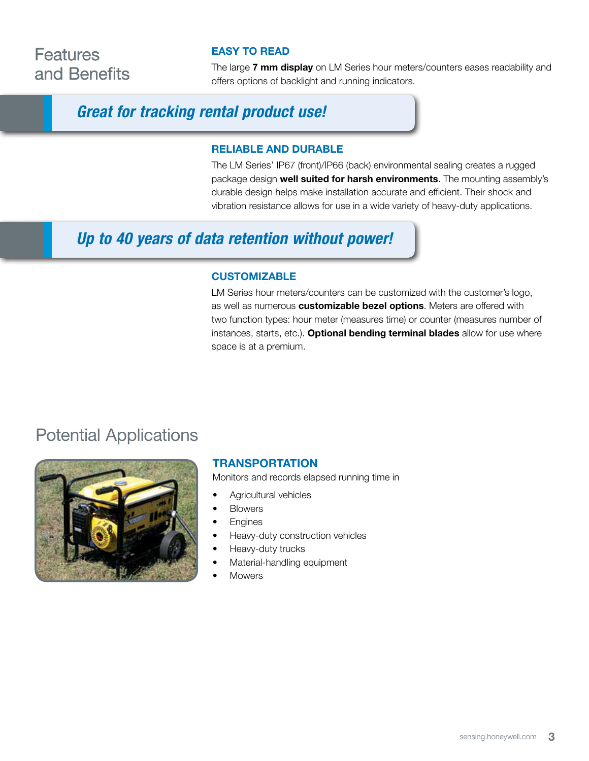## Features and Benefits

### EASY TO READ

The large **7 mm display** on LM Series hour meters/counters eases readability and offers options of backlight and running indicators.

***Great for tracking rental product use!***

### RELIABLE AND DURABLE

The LM Series' IP67 (front)/IP66 (back) environmental sealing creates a rugged package design **well suited for harsh environments**. The mounting assembly's durable design helps make installation accurate and efficient. Their shock and vibration resistance allows for use in a wide variety of heavy-duty applications.

***Up to 40 years of data retention without power!***

### CUSTOMIZABLE

LM Series hour meters/counters can be customized with the customer's logo, as well as numerous **customizable bezel options**. Meters are offered with two function types: hour meter (measures time) or counter (measures number of instances, starts, etc.). **Optional bending terminal blades** allow for use where space is at a premium.

## Potential Applications

### TRANSPORTATION

Monitors and records elapsed running time in

- Agricultural vehicles
- Blowers
- Engines
- Heavy-duty construction vehicles
- Heavy-duty trucks
- Material-handling equipment
- Mowers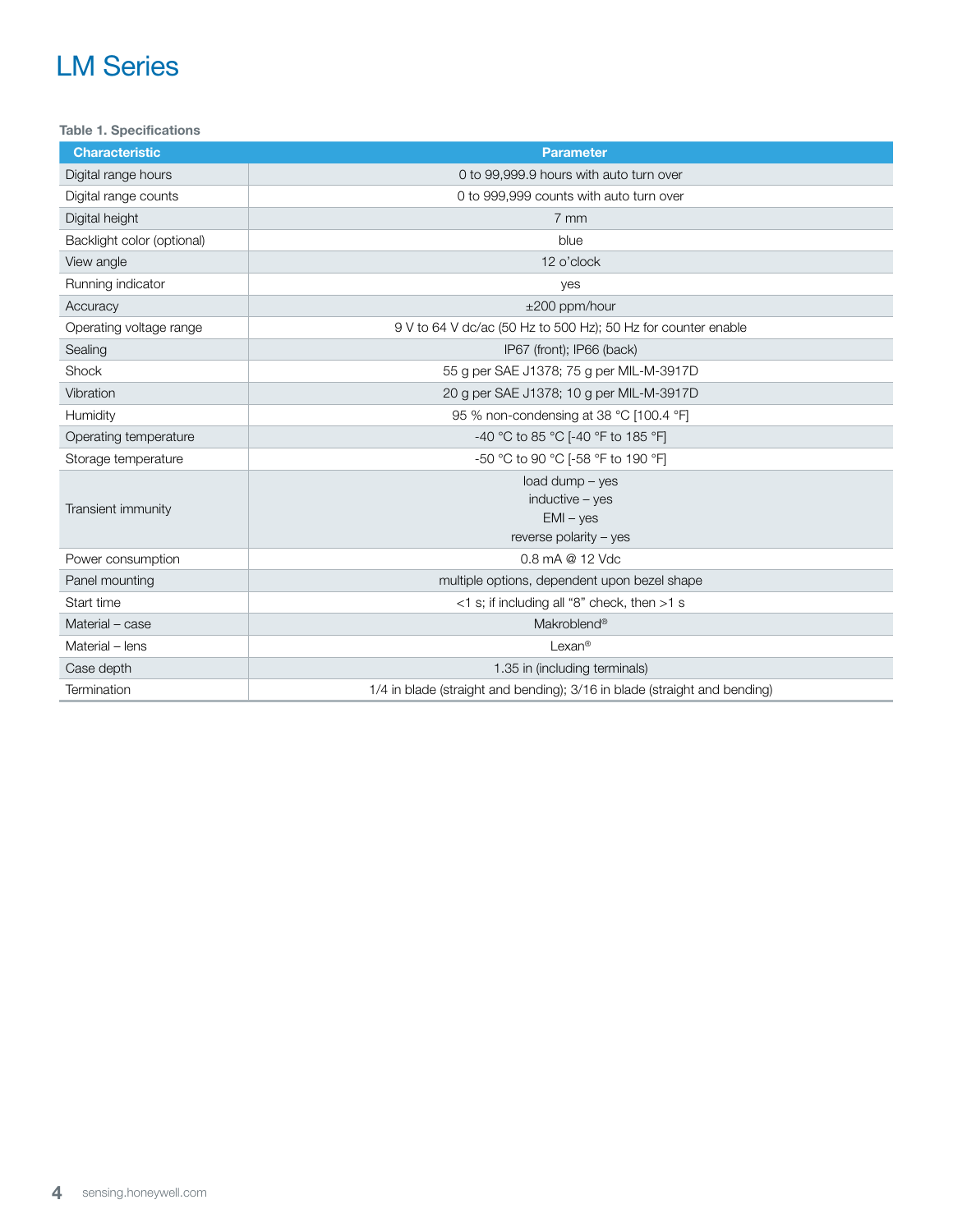# LM Series

**Table 1. Specifications**

| Characteristic | Parameter |
| --- | --- |
| Digital range hours | 0 to 99,999.9 hours with auto turn over |
| Digital range counts | 0 to 999,999 counts with auto turn over |
| Digital height | 7 mm |
| Backlight color (optional) | blue |
| View angle | 12 o'clock |
| Running indicator | yes |
| Accuracy | ±200 ppm/hour |
| Operating voltage range | 9 V to 64 V dc/ac (50 Hz to 500 Hz); 50 Hz for counter enable |
| Sealing | IP67 (front); IP66 (back) |
| Shock | 55 g per SAE J1378; 75 g per MIL-M-3917D |
| Vibration | 20 g per SAE J1378; 10 g per MIL-M-3917D |
| Humidity | 95 % non-condensing at 38 °C [100.4 °F] |
| Operating temperature | -40 °C to 85 °C [-40 °F to 185 °F] |
| Storage temperature | -50 °C to 90 °C [-58 °F to 190 °F] |
| Transient immunity | load dump – yes<br>inductive – yes<br>EMI – yes<br>reverse polarity – yes |
| Power consumption | 0.8 mA @ 12 Vdc |
| Panel mounting | multiple options, dependent upon bezel shape |
| Start time | <1 s; if including all "8" check, then >1 s |
| Material – case | Makroblend® |
| Material – lens | Lexan® |
| Case depth | 1.35 in (including terminals) |
| Termination | 1/4 in blade (straight and bending); 3/16 in blade (straight and bending) |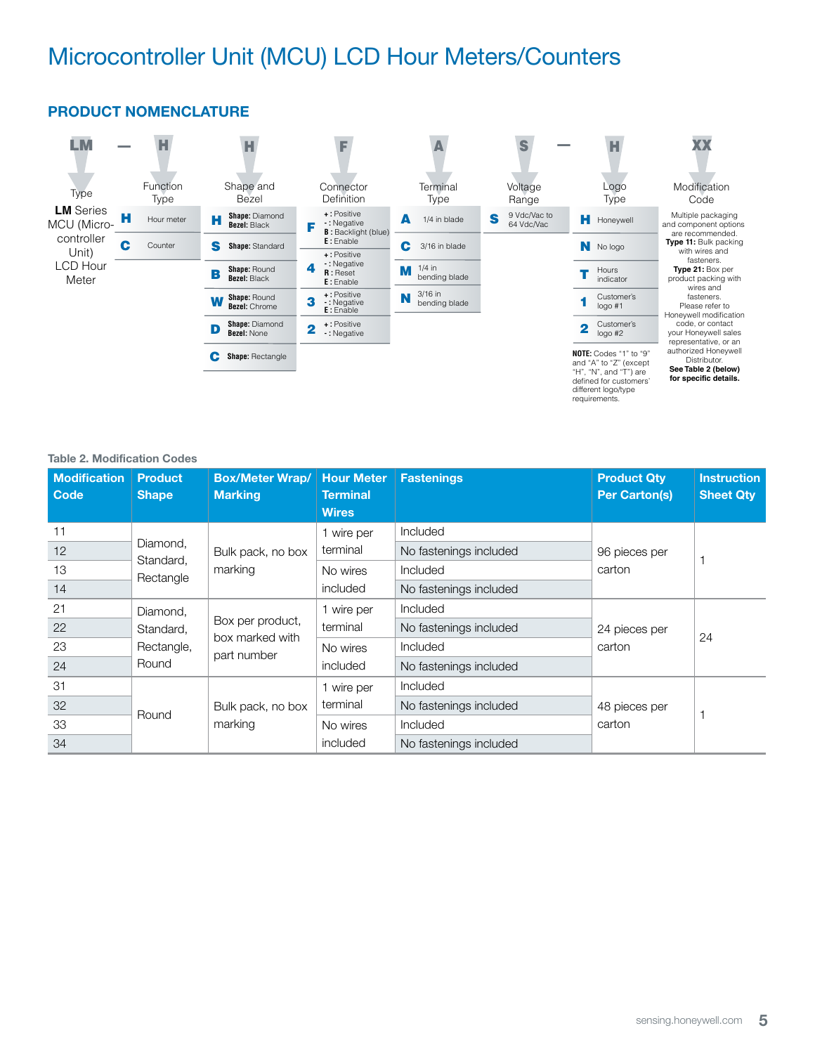# Microcontroller Unit (MCU) LCD Hour Meters/Counters

## PRODUCT NOMENCLATURE

| LM | — | H | H | F | A | S | — | H | XX |
|---|---|---|---|---|---|---|---|---|---|
| Type | | Function Type | Shape and Bezel | Connector Definition | Terminal Type | Voltage Range | | Logo Type | Modification Code |

**Type**

**LM** Series MCU (Microcontroller Unit) LCD Hour Meter

**Function Type**

- **H** Hour meter
- **C** Counter

**Shape and Bezel**

- **H** **Shape:** Diamond **Bezel:** Black
- **S** **Shape:** Standard
- **B** **Shape:** Round **Bezel:** Black
- **W** **Shape:** Round **Bezel:** Chrome
- **D** **Shape:** Diamond **Bezel:** None
- **C** **Shape:** Rectangle

**Connector Definition**

- **F** **+** : Positive, **-** : Negative, **B** : Backlight (blue), **E** : Enable
- **4** **+** : Positive, **-** : Negative, **R** : Reset, **E** : Enable
- **3** **+** : Positive, **-** : Negative, **E** : Enable
- **2** **+** : Positive, **-** : Negative

**Terminal Type**

- **A** 1/4 in blade
- **C** 3/16 in blade
- **M** 1/4 in bending blade
- **N** 3/16 in bending blade

**Voltage Range**

- **S** 9 Vdc/Vac to 64 Vdc/Vac

**Logo Type**

- **H** Honeywell
- **N** No logo
- **T** Hours indicator
- **1** Customer's logo #1
- **2** Customer's logo #2

**NOTE:** Codes "1" to "9" and "A" to "Z" (except "H", "N", and "T") are defined for customers' different logo/type requirements.

**Modification Code**

Multiple packaging and component options are recommended. **Type 11:** Bulk packing with wires and fasteners. **Type 21:** Box per product packing with wires and fasteners. Please refer to Honeywell modification code, or contact your Honeywell sales representative, or an authorized Honeywell Distributor. **See Table 2 (below) for specific details.**

**Table 2. Modification Codes**

| Modification Code | Product Shape | Box/Meter Wrap/ Marking | Hour Meter Terminal Wires | Fastenings | Product Qty Per Carton(s) | Instruction Sheet Qty |
|---|---|---|---|---|---|---|
| 11 | Diamond, Standard, Rectangle | Bulk pack, no box marking | 1 wire per terminal | Included | 96 pieces per carton | 1 |
| 12 | | | | No fastenings included | | |
| 13 | | | No wires included | Included | | |
| 14 | | | | No fastenings included | | |
| 21 | Diamond, Standard, Rectangle, Round | Box per product, box marked with part number | 1 wire per terminal | Included | 24 pieces per carton | 24 |
| 22 | | | | No fastenings included | | |
| 23 | | | No wires included | Included | | |
| 24 | | | | No fastenings included | | |
| 31 | Round | Bulk pack, no box marking | 1 wire per terminal | Included | 48 pieces per carton | 1 |
| 32 | | | | No fastenings included | | |
| 33 | | | No wires included | Included | | |
| 34 | | | | No fastenings included | | |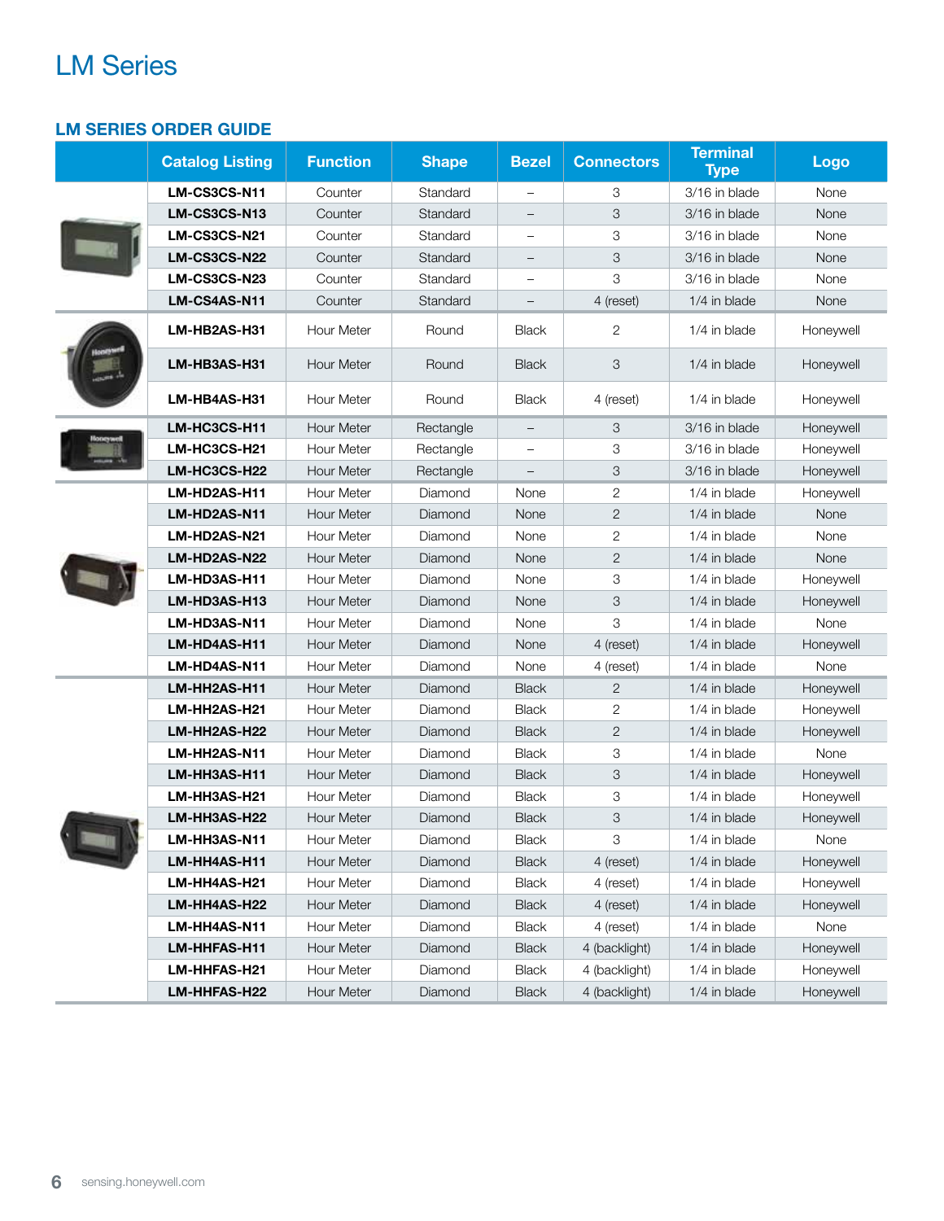# LM Series

## LM SERIES ORDER GUIDE

| | Catalog Listing | Function | Shape | Bezel | Connectors | Terminal Type | Logo |
|---|---|---|---|---|---|---|---|
| | **LM-CS3CS-N11** | Counter | Standard | – | 3 | 3/16 in blade | None |
| | **LM-CS3CS-N13** | Counter | Standard | – | 3 | 3/16 in blade | None |
| | **LM-CS3CS-N21** | Counter | Standard | – | 3 | 3/16 in blade | None |
| | **LM-CS3CS-N22** | Counter | Standard | – | 3 | 3/16 in blade | None |
| | **LM-CS3CS-N23** | Counter | Standard | – | 3 | 3/16 in blade | None |
| | **LM-CS4AS-N11** | Counter | Standard | – | 4 (reset) | 1/4 in blade | None |
| | **LM-HB2AS-H31** | Hour Meter | Round | Black | 2 | 1/4 in blade | Honeywell |
| | **LM-HB3AS-H31** | Hour Meter | Round | Black | 3 | 1/4 in blade | Honeywell |
| | **LM-HB4AS-H31** | Hour Meter | Round | Black | 4 (reset) | 1/4 in blade | Honeywell |
| | **LM-HC3CS-H11** | Hour Meter | Rectangle | – | 3 | 3/16 in blade | Honeywell |
| | **LM-HC3CS-H21** | Hour Meter | Rectangle | – | 3 | 3/16 in blade | Honeywell |
| | **LM-HC3CS-H22** | Hour Meter | Rectangle | – | 3 | 3/16 in blade | Honeywell |
| | **LM-HD2AS-H11** | Hour Meter | Diamond | None | 2 | 1/4 in blade | Honeywell |
| | **LM-HD2AS-N11** | Hour Meter | Diamond | None | 2 | 1/4 in blade | None |
| | **LM-HD2AS-N21** | Hour Meter | Diamond | None | 2 | 1/4 in blade | None |
| | **LM-HD2AS-N22** | Hour Meter | Diamond | None | 2 | 1/4 in blade | None |
| | **LM-HD3AS-H11** | Hour Meter | Diamond | None | 3 | 1/4 in blade | Honeywell |
| | **LM-HD3AS-H13** | Hour Meter | Diamond | None | 3 | 1/4 in blade | Honeywell |
| | **LM-HD3AS-N11** | Hour Meter | Diamond | None | 3 | 1/4 in blade | None |
| | **LM-HD4AS-H11** | Hour Meter | Diamond | None | 4 (reset) | 1/4 in blade | Honeywell |
| | **LM-HD4AS-N11** | Hour Meter | Diamond | None | 4 (reset) | 1/4 in blade | None |
| | **LM-HH2AS-H11** | Hour Meter | Diamond | Black | 2 | 1/4 in blade | Honeywell |
| | **LM-HH2AS-H21** | Hour Meter | Diamond | Black | 2 | 1/4 in blade | Honeywell |
| | **LM-HH2AS-H22** | Hour Meter | Diamond | Black | 2 | 1/4 in blade | Honeywell |
| | **LM-HH2AS-N11** | Hour Meter | Diamond | Black | 3 | 1/4 in blade | None |
| | **LM-HH3AS-H11** | Hour Meter | Diamond | Black | 3 | 1/4 in blade | Honeywell |
| | **LM-HH3AS-H21** | Hour Meter | Diamond | Black | 3 | 1/4 in blade | Honeywell |
| | **LM-HH3AS-H22** | Hour Meter | Diamond | Black | 3 | 1/4 in blade | Honeywell |
| | **LM-HH3AS-N11** | Hour Meter | Diamond | Black | 3 | 1/4 in blade | None |
| | **LM-HH4AS-H11** | Hour Meter | Diamond | Black | 4 (reset) | 1/4 in blade | Honeywell |
| | **LM-HH4AS-H21** | Hour Meter | Diamond | Black | 4 (reset) | 1/4 in blade | Honeywell |
| | **LM-HH4AS-H22** | Hour Meter | Diamond | Black | 4 (reset) | 1/4 in blade | Honeywell |
| | **LM-HH4AS-N11** | Hour Meter | Diamond | Black | 4 (reset) | 1/4 in blade | None |
| | **LM-HHFAS-H11** | Hour Meter | Diamond | Black | 4 (backlight) | 1/4 in blade | Honeywell |
| | **LM-HHFAS-H21** | Hour Meter | Diamond | Black | 4 (backlight) | 1/4 in blade | Honeywell |
| | **LM-HHFAS-H22** | Hour Meter | Diamond | Black | 4 (backlight) | 1/4 in blade | Honeywell |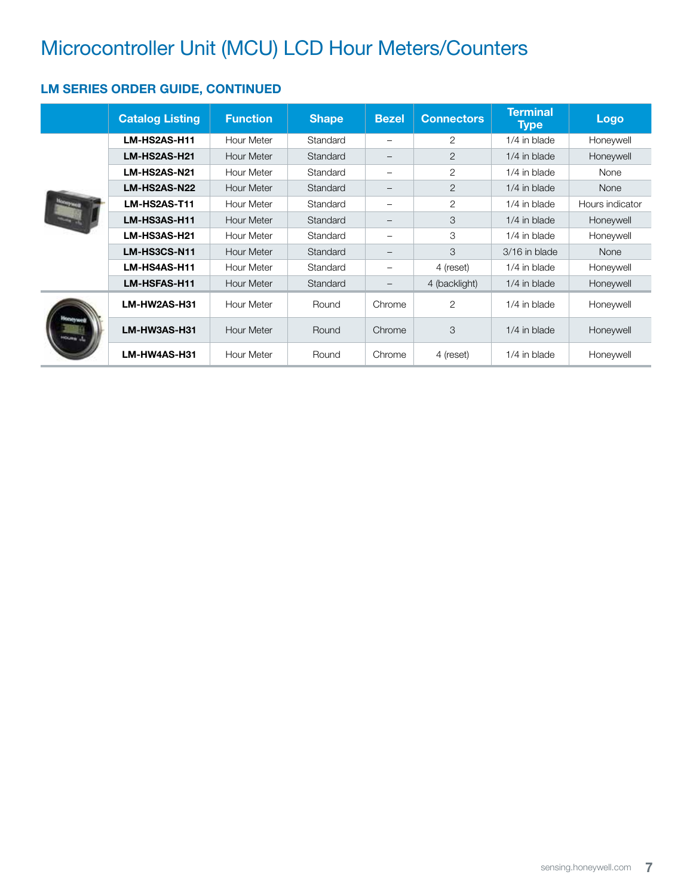# Microcontroller Unit (MCU) LCD Hour Meters/Counters

## LM SERIES ORDER GUIDE, CONTINUED

| | Catalog Listing | Function | Shape | Bezel | Connectors | Terminal Type | Logo |
|---|---|---|---|---|---|---|---|
| | **LM-HS2AS-H11** | Hour Meter | Standard | – | 2 | 1/4 in blade | Honeywell |
| | **LM-HS2AS-H21** | Hour Meter | Standard | – | 2 | 1/4 in blade | Honeywell |
| | **LM-HS2AS-N21** | Hour Meter | Standard | – | 2 | 1/4 in blade | None |
| | **LM-HS2AS-N22** | Hour Meter | Standard | – | 2 | 1/4 in blade | None |
| | **LM-HS2AS-T11** | Hour Meter | Standard | – | 2 | 1/4 in blade | Hours indicator |
| | **LM-HS3AS-H11** | Hour Meter | Standard | – | 3 | 1/4 in blade | Honeywell |
| | **LM-HS3AS-H21** | Hour Meter | Standard | – | 3 | 1/4 in blade | Honeywell |
| | **LM-HS3CS-N11** | Hour Meter | Standard | – | 3 | 3/16 in blade | None |
| | **LM-HS4AS-H11** | Hour Meter | Standard | – | 4 (reset) | 1/4 in blade | Honeywell |
| | **LM-HSFAS-H11** | Hour Meter | Standard | – | 4 (backlight) | 1/4 in blade | Honeywell |
| | **LM-HW2AS-H31** | Hour Meter | Round | Chrome | 2 | 1/4 in blade | Honeywell |
| | **LM-HW3AS-H31** | Hour Meter | Round | Chrome | 3 | 1/4 in blade | Honeywell |
| | **LM-HW4AS-H31** | Hour Meter | Round | Chrome | 4 (reset) | 1/4 in blade | Honeywell |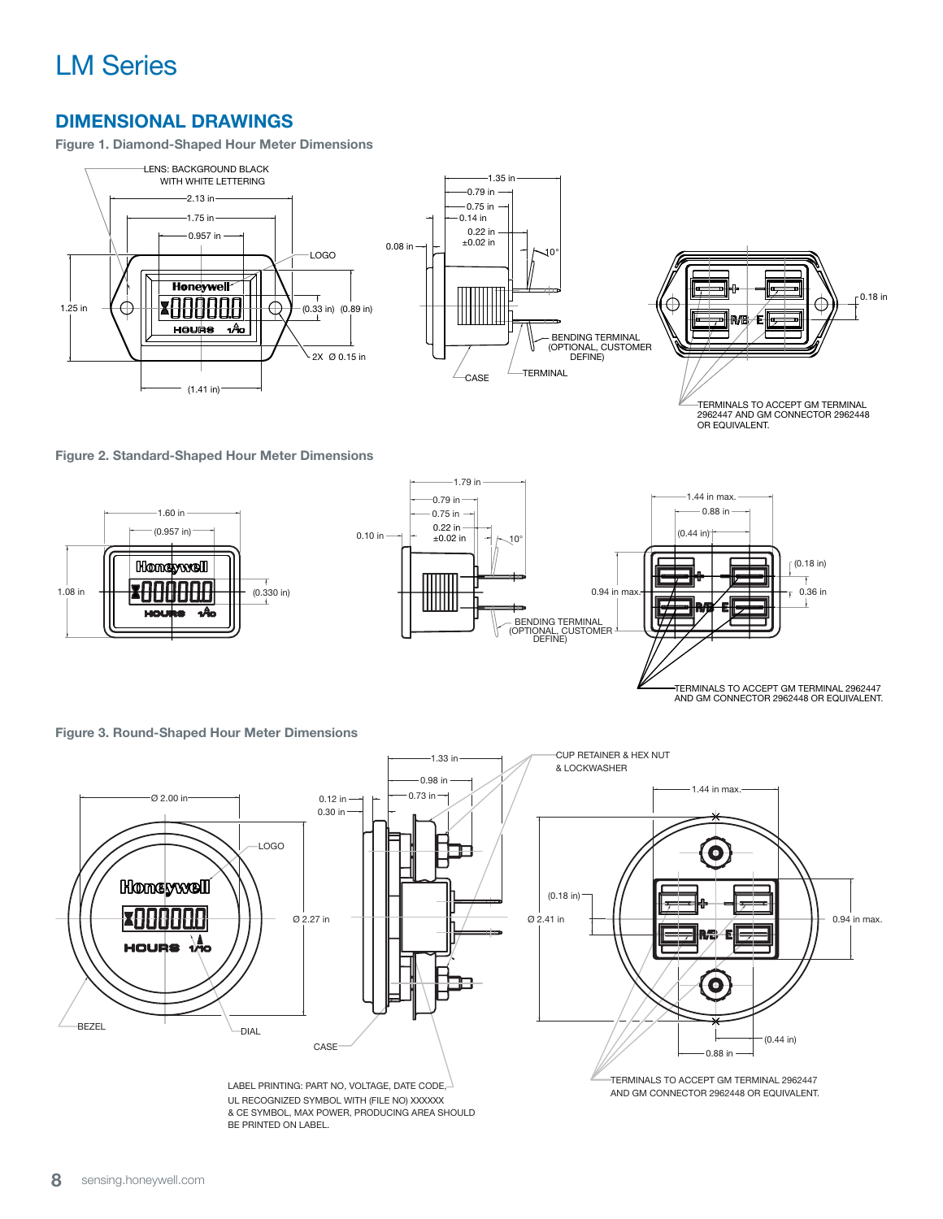# LM Series

## DIMENSIONAL DRAWINGS

**Figure 1. Diamond-Shaped Hour Meter Dimensions**

LENS: BACKGROUND BLACK WITH WHITE LETTERING

2.13 in

1.75 in

0.957 in

LOGO

1.25 in

(0.33 in) (0.89 in)

2X Ø 0.15 in

(1.41 in)

1.35 in

0.79 in

0.75 in

0.14 in

0.22 in ±0.02 in

0.08 in

10°

BENDING TERMINAL (OPTIONAL, CUSTOMER DEFINE)

CASE

TERMINAL

0.18 in

TERMINALS TO ACCEPT GM TERMINAL 2962447 AND GM CONNECTOR 2962448 OR EQUIVALENT.

**Figure 2. Standard-Shaped Hour Meter Dimensions**

1.60 in

(0.957 in)

1.08 in

(0.330 in)

1.79 in

0.79 in

0.75 in

0.22 in ±0.02 in

0.10 in

10°

BENDING TERMINAL (OPTIONAL, CUSTOMER DEFINE)

1.44 in max.

0.88 in

(0.44 in)

(0.18 in)

0.94 in max.

0.36 in

TERMINALS TO ACCEPT GM TERMINAL 2962447 AND GM CONNECTOR 2962448 OR EQUIVALENT.

**Figure 3. Round-Shaped Hour Meter Dimensions**

Ø 2.00 in

LOGO

Ø 2.27 in

BEZEL

DIAL

1.33 in

0.98 in

0.73 in

0.12 in

0.30 in

CUP RETAINER & HEX NUT & LOCKWASHER

CASE

LABEL PRINTING: PART NO, VOLTAGE, DATE CODE, UL RECOGNIZED SYMBOL WITH (FILE NO) XXXXXX & CE SYMBOL, MAX POWER, PRODUCING AREA SHOULD BE PRINTED ON LABEL.

1.44 in max.

(0.18 in)

Ø 2.41 in

0.94 in max.

(0.44 in)

0.88 in

TERMINALS TO ACCEPT GM TERMINAL 2962447 AND GM CONNECTOR 2962448 OR EQUIVALENT.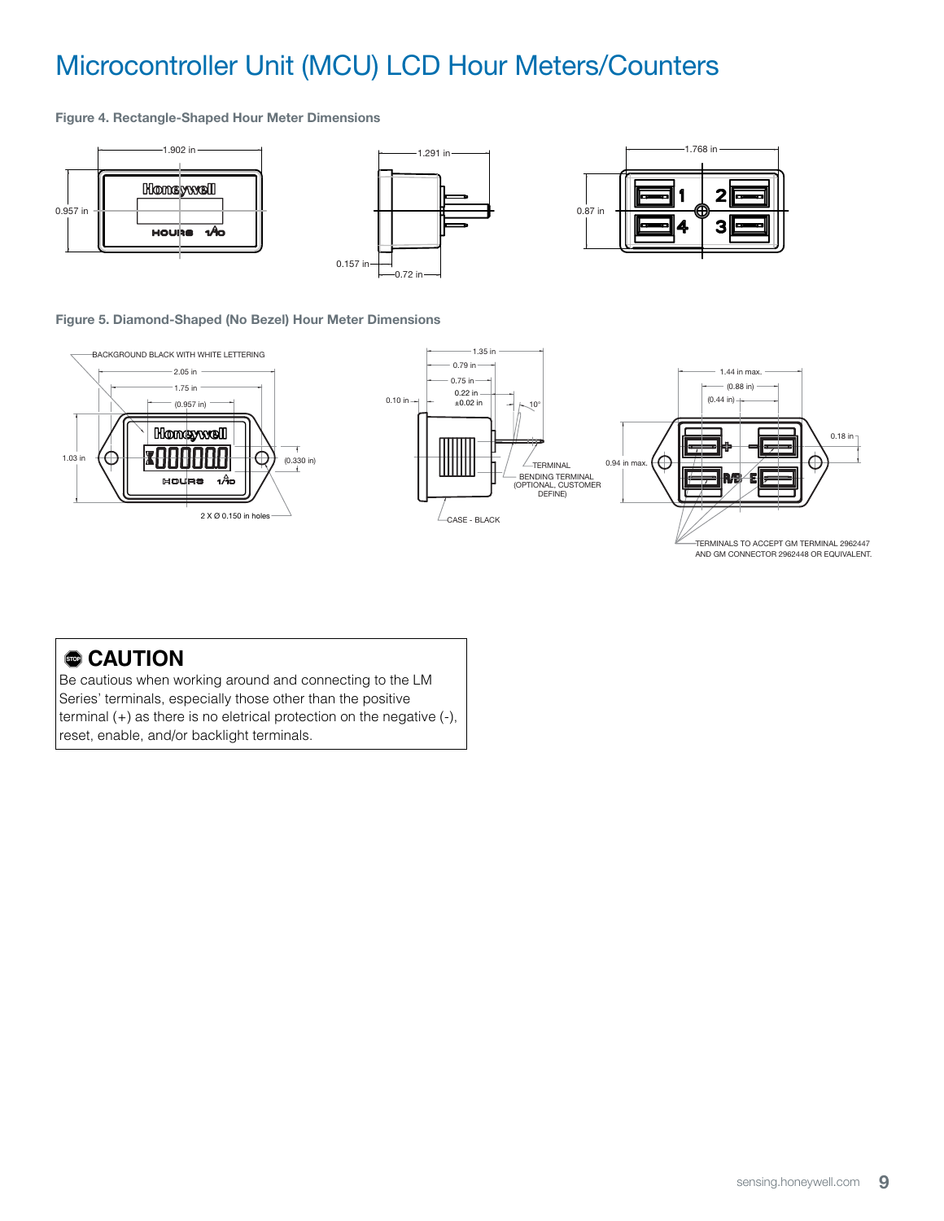# Microcontroller Unit (MCU) LCD Hour Meters/Counters

**Figure 4. Rectangle-Shaped Hour Meter Dimensions**

**Figure 5. Diamond-Shaped (No Bezel) Hour Meter Dimensions**

## CAUTION

Be cautious when working around and connecting to the LM Series' terminals, especially those other than the positive terminal (+) as there is no eletrical protection on the negative (-), reset, enable, and/or backlight terminals.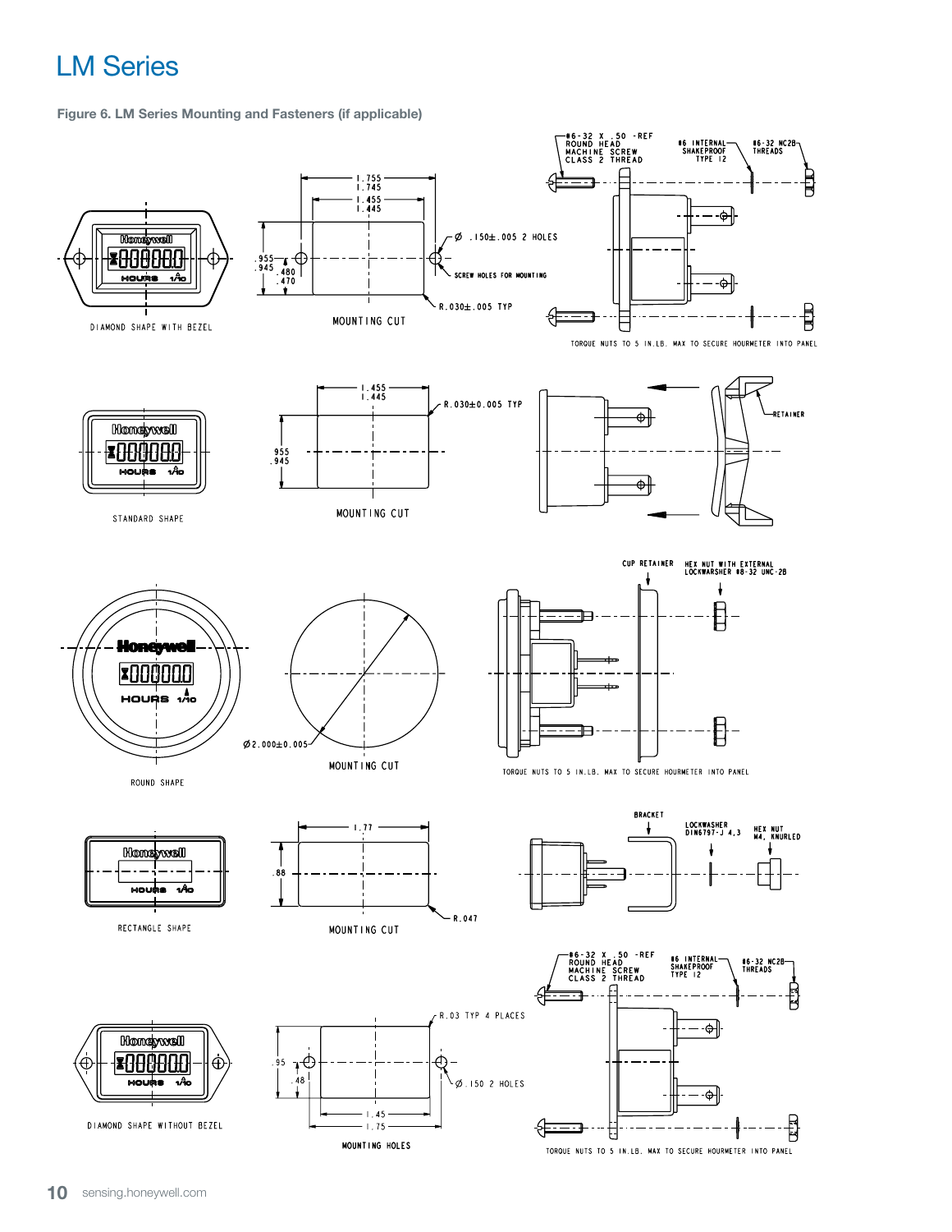# LM Series

**Figure 6. LM Series Mounting and Fasteners (if applicable)**

DIAMOND SHAPE WITH BEZEL

MOUNTING CUT

1.755 / 1.745

1.455 / 1.445

.955 / .945

.480 / .470

Ø .150±.005 2 HOLES

SCREW HOLES FOR MOUNTING

R.030±.005 TYP

#6-32 X .50 -REF ROUND HEAD MACHINE SCREW CLASS 2 THREAD

#6 INTERNAL SHAKEPROOF TYPE 12

#6-32 NC2B THREADS

TORQUE NUTS TO 5 IN.LB. MAX TO SECURE HOURMETER INTO PANEL

STANDARD SHAPE

MOUNTING CUT

1.455 / 1.445

.955 / .945

R.030±0.005 TYP

RETAINER

ROUND SHAPE

MOUNTING CUT

Ø2.000±0.005

CUP RETAINER

HEX NUT WITH EXTERNAL LOCKWASHER #8-32 UNC-2B

TORQUE NUTS TO 5 IN.LB. MAX TO SECURE HOURMETER INTO PANEL

RECTANGLE SHAPE

MOUNTING CUT

1.77

.88

R.047

BRACKET

LOCKWASHER DIN6797-J 4,3

HEX NUT M4, KNURLED

DIAMOND SHAPE WITHOUT BEZEL

MOUNTING HOLES

R.03 TYP 4 PLACES

.95

.48

Ø.150 2 HOLES

1.45

1.75

#6-32 X .50 -REF ROUND HEAD MACHINE SCREW CLASS 2 THREAD

#6 INTERNAL SHAKEPROOF TYPE 12

#6-32 NC2B THREADS

TORQUE NUTS TO 5 IN.LB. MAX TO SECURE HOURMETER INTO PANEL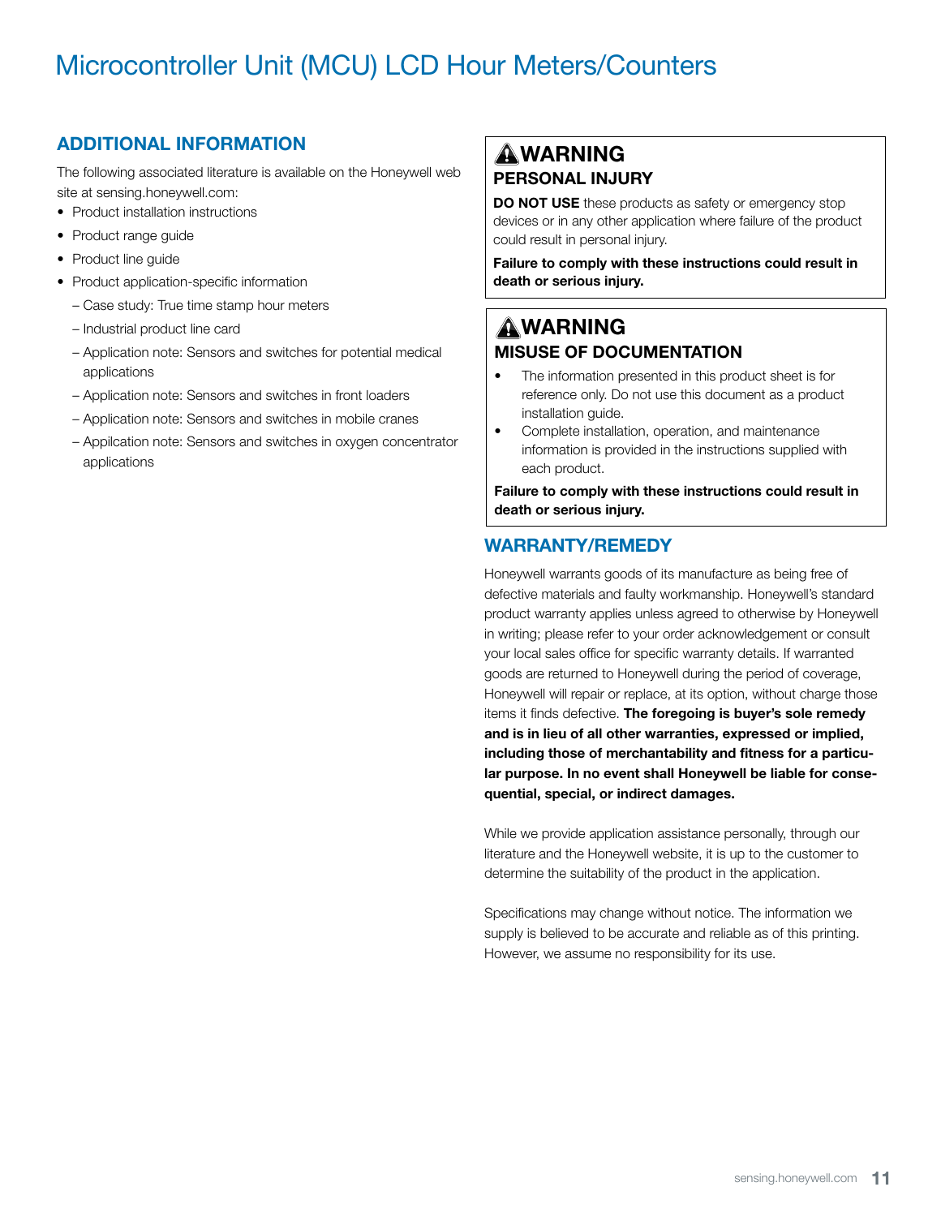# Microcontroller Unit (MCU) LCD Hour Meters/Counters

## ADDITIONAL INFORMATION

The following associated literature is available on the Honeywell web site at sensing.honeywell.com:

- Product installation instructions
- Product range guide
- Product line guide
- Product application-specific information
  - Case study: True time stamp hour meters
  - Industrial product line card
  - Application note: Sensors and switches for potential medical applications
  - Application note: Sensors and switches in front loaders
  - Application note: Sensors and switches in mobile cranes
  - Appilcation note: Sensors and switches in oxygen concentrator applications

### ⚠WARNING

**PERSONAL INJURY**

**DO NOT USE** these products as safety or emergency stop devices or in any other application where failure of the product could result in personal injury.

**Failure to comply with these instructions could result in death or serious injury.**

### ⚠WARNING

**MISUSE OF DOCUMENTATION**

- The information presented in this product sheet is for reference only. Do not use this document as a product installation guide.
- Complete installation, operation, and maintenance information is provided in the instructions supplied with each product.

**Failure to comply with these instructions could result in death or serious injury.**

## WARRANTY/REMEDY

Honeywell warrants goods of its manufacture as being free of defective materials and faulty workmanship. Honeywell's standard product warranty applies unless agreed to otherwise by Honeywell in writing; please refer to your order acknowledgement or consult your local sales office for specific warranty details. If warranted goods are returned to Honeywell during the period of coverage, Honeywell will repair or replace, at its option, without charge those items it finds defective. **The foregoing is buyer's sole remedy and is in lieu of all other warranties, expressed or implied, including those of merchantability and fitness for a particular purpose. In no event shall Honeywell be liable for consequential, special, or indirect damages.**

While we provide application assistance personally, through our literature and the Honeywell website, it is up to the customer to determine the suitability of the product in the application.

Specifications may change without notice. The information we supply is believed to be accurate and reliable as of this printing. However, we assume no responsibility for its use.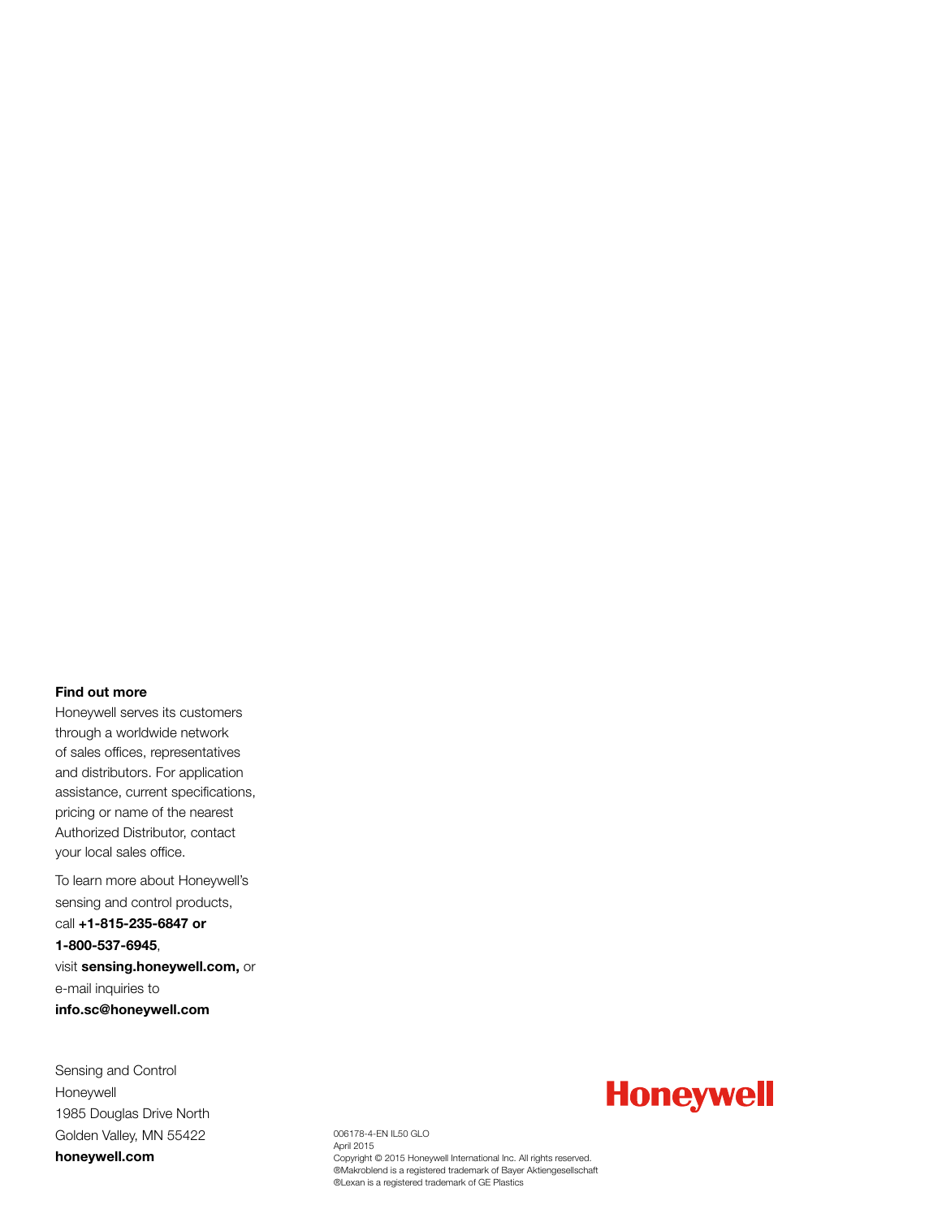**Find out more**

Honeywell serves its customers through a worldwide network of sales offices, representatives and distributors. For application assistance, current specifications, pricing or name of the nearest Authorized Distributor, contact your local sales office.

To learn more about Honeywell's sensing and control products, call **+1-815-235-6847 or 1-800-537-6945**, visit **sensing.honeywell.com,** or e-mail inquiries to **info.sc@honeywell.com**

Sensing and Control
Honeywell
1985 Douglas Drive North
Golden Valley, MN 55422
**honeywell.com**

**Honeywell**

006178-4-EN IL50 GLO
April 2015
Copyright © 2015 Honeywell International Inc. All rights reserved.
®Makroblend is a registered trademark of Bayer Aktiengesellschaft
®Lexan is a registered trademark of GE Plastics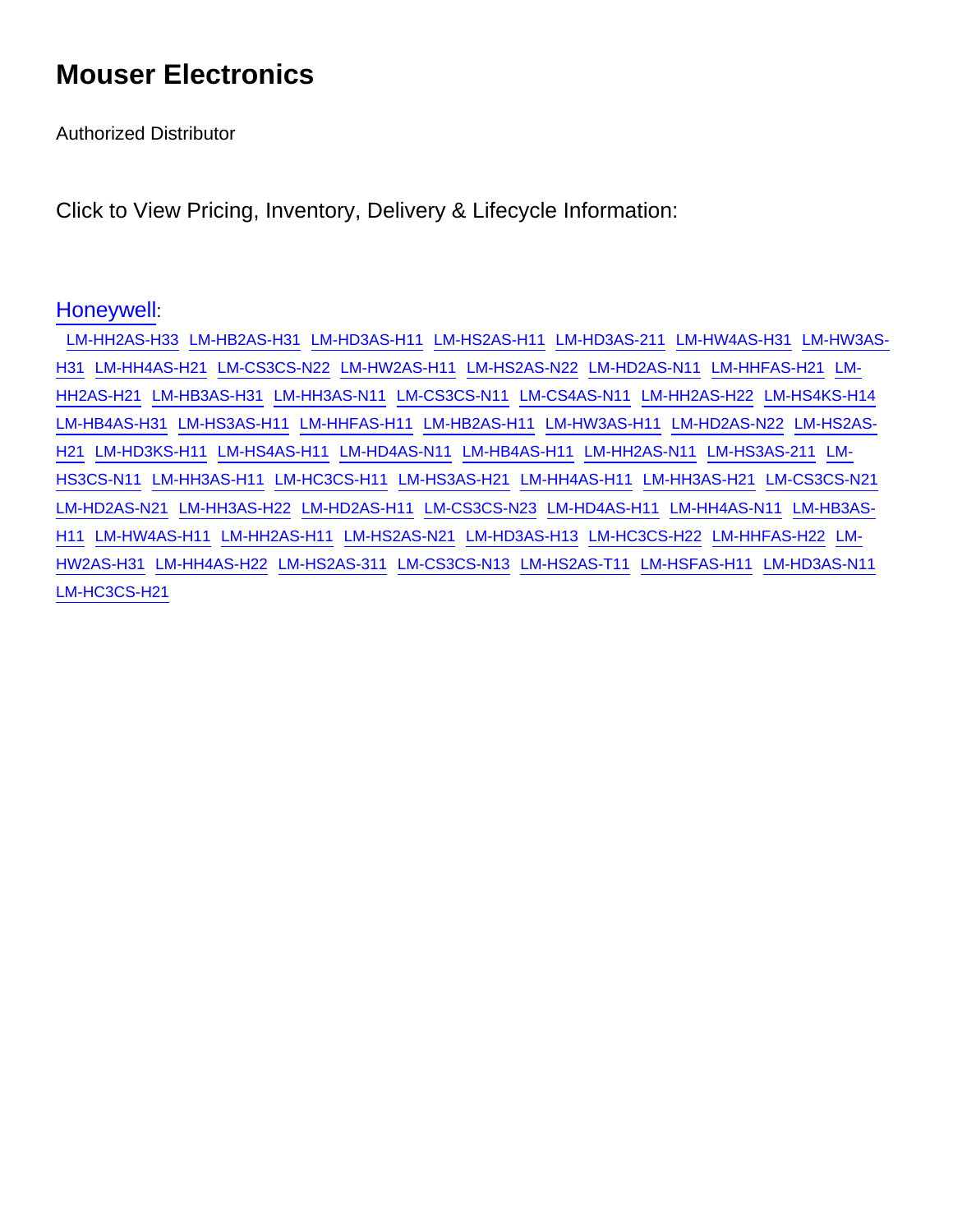# Mouser Electronics

Authorized Distributor

Click to View Pricing, Inventory, Delivery & Lifecycle Information:

Honeywell:

LM-HH2AS-H33 LM-HB2AS-H31 LM-HD3AS-H11 LM-HS2AS-H11 LM-HD3AS-211 LM-HW4AS-H31 LM-HW3AS-H31 LM-HH4AS-H21 LM-CS3CS-N22 LM-HW2AS-H11 LM-HS2AS-N22 LM-HD2AS-N11 LM-HHFAS-H21 LM-HH2AS-H21 LM-HB3AS-H31 LM-HH3AS-N11 LM-CS3CS-N11 LM-CS4AS-N11 LM-HH2AS-H22 LM-HS4KS-H14 LM-HB4AS-H31 LM-HS3AS-H11 LM-HHFAS-H11 LM-HB2AS-H11 LM-HW3AS-H11 LM-HD2AS-N22 LM-HS2AS-H21 LM-HD3KS-H11 LM-HS4AS-H11 LM-HD4AS-N11 LM-HB4AS-H11 LM-HH2AS-N11 LM-HS3AS-211 LM-HS3CS-N11 LM-HH3AS-H11 LM-HC3CS-H11 LM-HS3AS-H21 LM-HH4AS-H11 LM-HH3AS-H21 LM-CS3CS-N21 LM-HD2AS-N21 LM-HH3AS-H22 LM-HD2AS-H11 LM-CS3CS-N23 LM-HD4AS-H11 LM-HH4AS-N11 LM-HB3AS-H11 LM-HW4AS-H11 LM-HH2AS-H11 LM-HS2AS-N21 LM-HD3AS-H13 LM-HC3CS-H22 LM-HHFAS-H22 LM-HW2AS-H31 LM-HH4AS-H22 LM-HS2AS-311 LM-CS3CS-N13 LM-HS2AS-T11 LM-HSFAS-H11 LM-HD3AS-N11 LM-HC3CS-H21